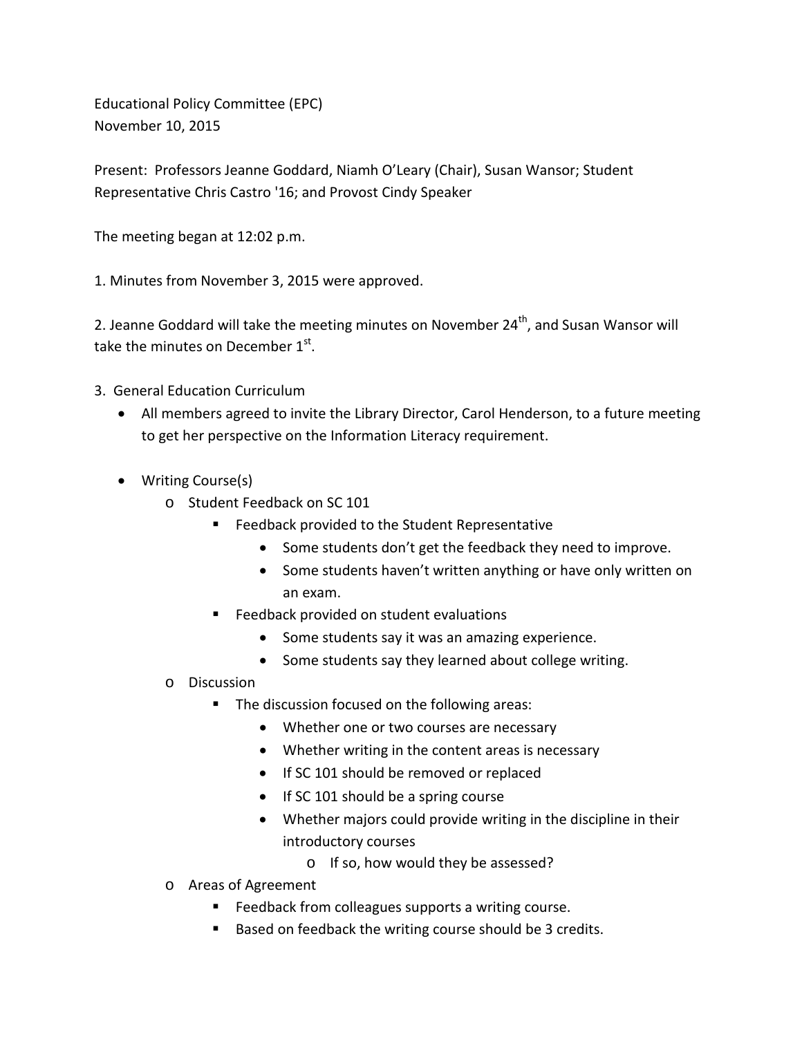Educational Policy Committee (EPC)
November 10, 2015

Present: Professors Jeanne Goddard, Niamh O'Leary (Chair), Susan Wansor; Student Representative Chris Castro '16; and Provost Cindy Speaker

The meeting began at 12:02 p.m.

1. Minutes from November 3, 2015 were approved.

2. Jeanne Goddard will take the meeting minutes on November 24th, and Susan Wansor will take the minutes on December 1st.

3. General Education Curriculum
   - All members agreed to invite the Library Director, Carol Henderson, to a future meeting to get her perspective on the Information Literacy requirement.
   - Writing Course(s)
     - Student Feedback on SC 101
       - Feedback provided to the Student Representative
         - Some students don't get the feedback they need to improve.
         - Some students haven't written anything or have only written on an exam.
       - Feedback provided on student evaluations
         - Some students say it was an amazing experience.
         - Some students say they learned about college writing.
     - Discussion
       - The discussion focused on the following areas:
         - Whether one or two courses are necessary
         - Whether writing in the content areas is necessary
         - If SC 101 should be removed or replaced
         - If SC 101 should be a spring course
         - Whether majors could provide writing in the discipline in their introductory courses
           - If so, how would they be assessed?
     - Areas of Agreement
       - Feedback from colleagues supports a writing course.
       - Based on feedback the writing course should be 3 credits.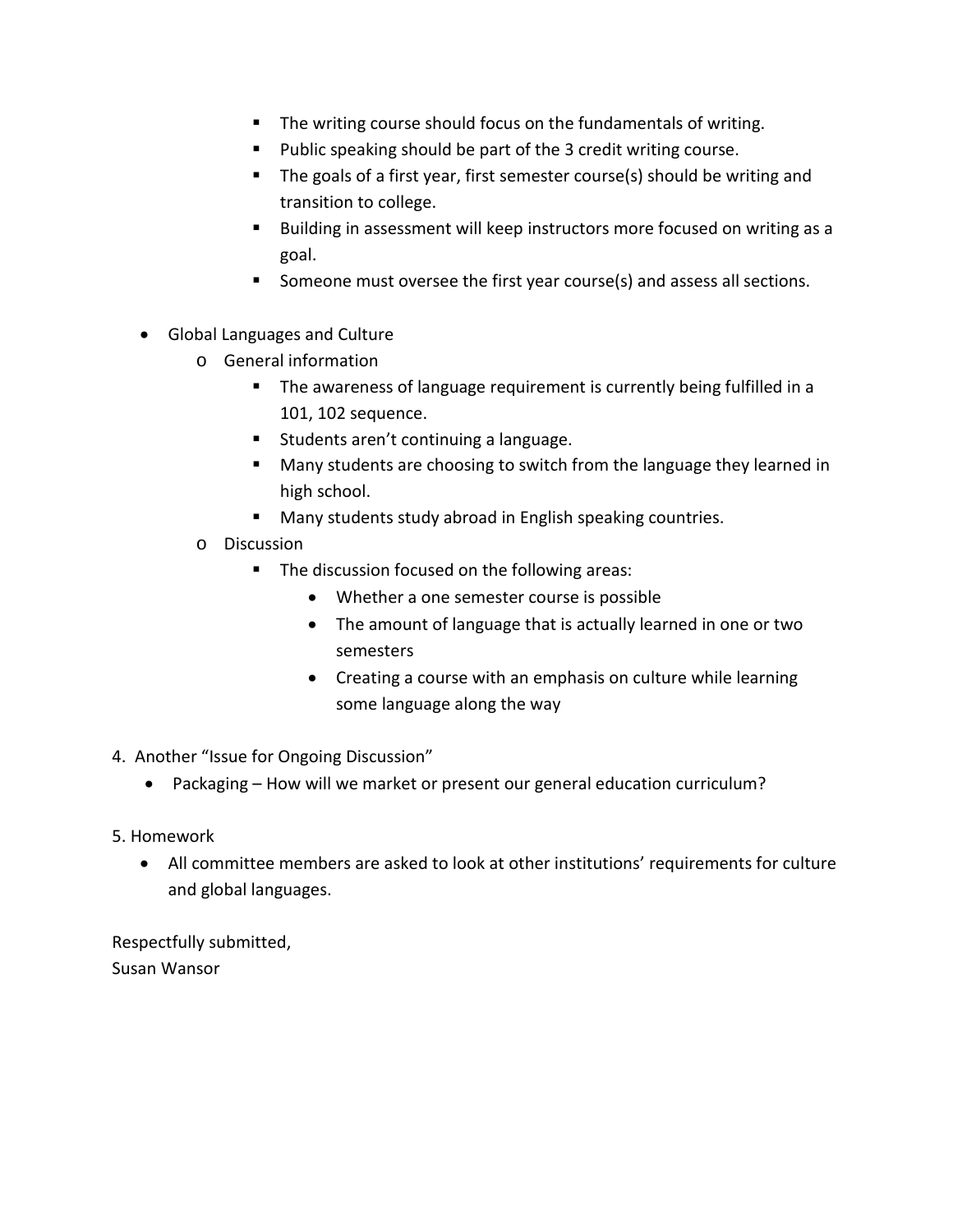- The writing course should focus on the fundamentals of writing.
        - Public speaking should be part of the 3 credit writing course.
        - The goals of a first year, first semester course(s) should be writing and transition to college.
        - Building in assessment will keep instructors more focused on writing as a goal.
        - Someone must oversee the first year course(s) and assess all sections.

- Global Languages and Culture
    - General information
        - The awareness of language requirement is currently being fulfilled in a 101, 102 sequence.
        - Students aren't continuing a language.
        - Many students are choosing to switch from the language they learned in high school.
        - Many students study abroad in English speaking countries.
    - Discussion
        - The discussion focused on the following areas:
            - Whether a one semester course is possible
            - The amount of language that is actually learned in one or two semesters
            - Creating a course with an emphasis on culture while learning some language along the way

4. Another "Issue for Ongoing Discussion"
    - Packaging – How will we market or present our general education curriculum?

5. Homework
    - All committee members are asked to look at other institutions' requirements for culture and global languages.

Respectfully submitted,
Susan Wansor